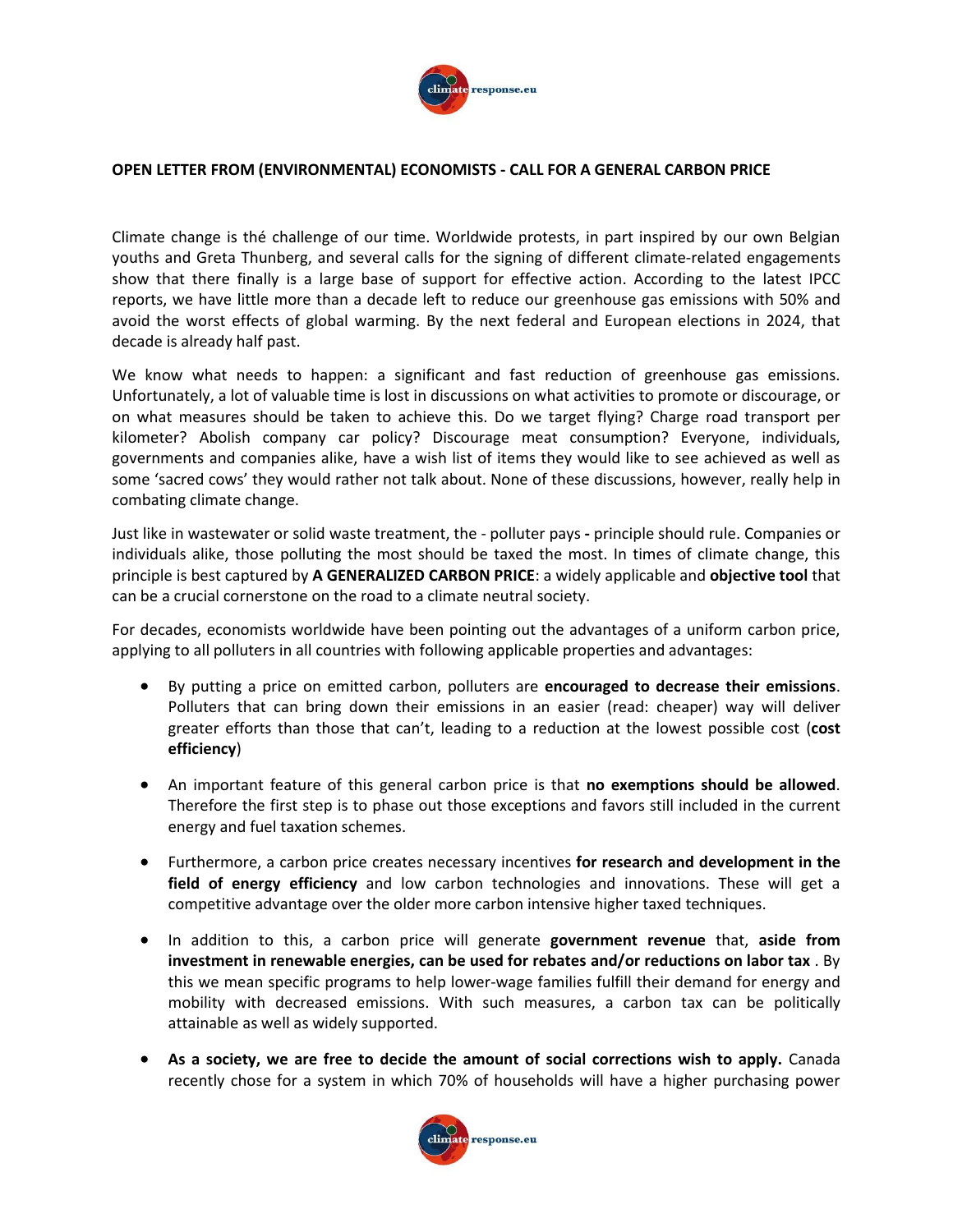**OPEN LETTER FROM (ENVIRONMENTAL) ECONOMISTS - CALL FOR A GENERAL CARBON PRICE**

Climate change is thé challenge of our time. Worldwide protests, in part inspired by our own Belgian youths and Greta Thunberg, and several calls for the signing of different climate-related engagements show that there finally is a large base of support for effective action. According to the latest IPCC reports, we have little more than a decade left to reduce our greenhouse gas emissions with 50% and avoid the worst effects of global warming. By the next federal and European elections in 2024, that decade is already half past.

We know what needs to happen: a significant and fast reduction of greenhouse gas emissions. Unfortunately, a lot of valuable time is lost in discussions on what activities to promote or discourage, or on what measures should be taken to achieve this. Do we target flying? Charge road transport per kilometer? Abolish company car policy? Discourage meat consumption? Everyone, individuals, governments and companies alike, have a wish list of items they would like to see achieved as well as some 'sacred cows' they would rather not talk about. None of these discussions, however, really help in combating climate change.

Just like in wastewater or solid waste treatment, the - polluter pays **-** principle should rule. Companies or individuals alike, those polluting the most should be taxed the most. In times of climate change, this principle is best captured by **A GENERALIZED CARBON PRICE**: a widely applicable and **objective tool** that can be a crucial cornerstone on the road to a climate neutral society.

For decades, economists worldwide have been pointing out the advantages of a uniform carbon price, applying to all polluters in all countries with following applicable properties and advantages:

- By putting a price on emitted carbon, polluters are **encouraged to decrease their emissions**. Polluters that can bring down their emissions in an easier (read: cheaper) way will deliver greater efforts than those that can't, leading to a reduction at the lowest possible cost (**cost efficiency**)
- An important feature of this general carbon price is that **no exemptions should be allowed**. Therefore the first step is to phase out those exceptions and favors still included in the current energy and fuel taxation schemes.
- Furthermore, a carbon price creates necessary incentives **for research and development in the field of energy efficiency** and low carbon technologies and innovations. These will get a competitive advantage over the older more carbon intensive higher taxed techniques.
- In addition to this, a carbon price will generate **government revenue** that, **aside from investment in renewable energies, can be used for rebates and/or reductions on labor tax** . By this we mean specific programs to help lower-wage families fulfill their demand for energy and mobility with decreased emissions. With such measures, a carbon tax can be politically attainable as well as widely supported.
- **As a society, we are free to decide the amount of social corrections wish to apply.** Canada recently chose for a system in which 70% of households will have a higher purchasing power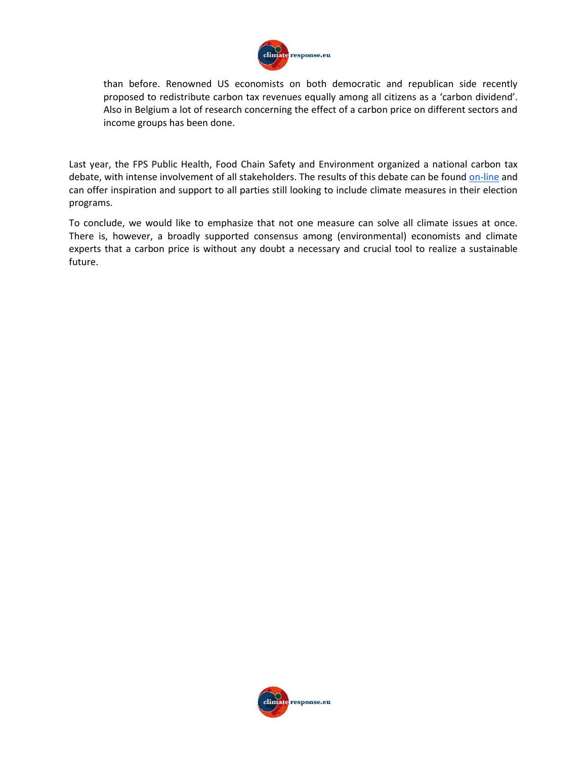than before. Renowned US economists on both democratic and republican side recently proposed to redistribute carbon tax revenues equally among all citizens as a 'carbon dividend'. Also in Belgium a lot of research concerning the effect of a carbon price on different sectors and income groups has been done.

Last year, the FPS Public Health, Food Chain Safety and Environment organized a national carbon tax debate, with intense involvement of all stakeholders. The results of this debate can be found on-line and can offer inspiration and support to all parties still looking to include climate measures in their election programs.

To conclude, we would like to emphasize that not one measure can solve all climate issues at once. There is, however, a broadly supported consensus among (environmental) economists and climate experts that a carbon price is without any doubt a necessary and crucial tool to realize a sustainable future.